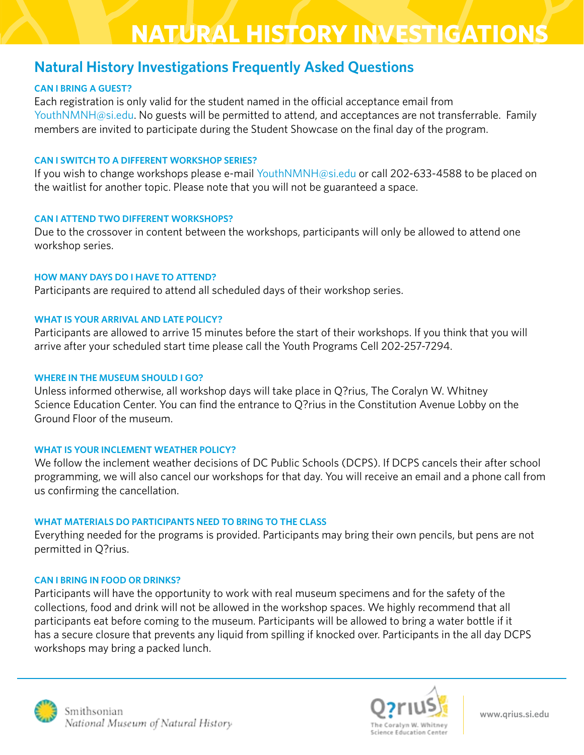# NATURAL HISTORY INVESTIGATIONS

## Natural History Investigations Frequently Asked Questions

### CAN I BRING A GUEST?

Each registration is only valid for the student named in the official acceptance email from YouthNMNH@si.edu. No guests will be permitted to attend, and acceptances are not transferrable. Family members are invited to participate during the Student Showcase on the final day of the program.

### CAN I SWITCH TO A DIFFERENT WORKSHOP SERIES?

If you wish to change workshops please e-mail YouthNMNH@si.edu or call 202-633-4588 to be placed on the waitlist for another topic. Please note that you will not be guaranteed a space.

### CAN I ATTEND TWO DIFFERENT WORKSHOPS?

Due to the crossover in content between the workshops, participants will only be allowed to attend one workshop series.

### HOW MANY DAYS DO I HAVE TO ATTEND?

Participants are required to attend all scheduled days of their workshop series.

### WHAT IS YOUR ARRIVAL AND LATE POLICY?

Participants are allowed to arrive 15 minutes before the start of their workshops. If you think that you will arrive after your scheduled start time please call the Youth Programs Cell 202-257-7294.

### WHERE IN THE MUSEUM SHOULD I GO?

Unless informed otherwise, all workshop days will take place in Q?rius, The Coralyn W. Whitney Science Education Center. You can find the entrance to Q?rius in the Constitution Avenue Lobby on the Ground Floor of the museum.

### WHAT IS YOUR INCLEMENT WEATHER POLICY?

We follow the inclement weather decisions of DC Public Schools (DCPS). If DCPS cancels their after school programming, we will also cancel our workshops for that day. You will receive an email and a phone call from us confirming the cancellation.

### WHAT MATERIALS DO PARTICIPANTS NEED TO BRING TO THE CLASS

Everything needed for the programs is provided. Participants may bring their own pencils, but pens are not permitted in Q?rius.

### CAN I BRING IN FOOD OR DRINKS?

Participants will have the opportunity to work with real museum specimens and for the safety of the collections, food and drink will not be allowed in the workshop spaces. We highly recommend that all participants eat before coming to the museum. Participants will be allowed to bring a water bottle if it has a secure closure that prevents any liquid from spilling if knocked over. Participants in the all day DCPS workshops may bring a packed lunch.

Smithsonian National Museum of Natural History

Q?rius The Coralyn W. Whitney Science Education Center

www.qrius.si.edu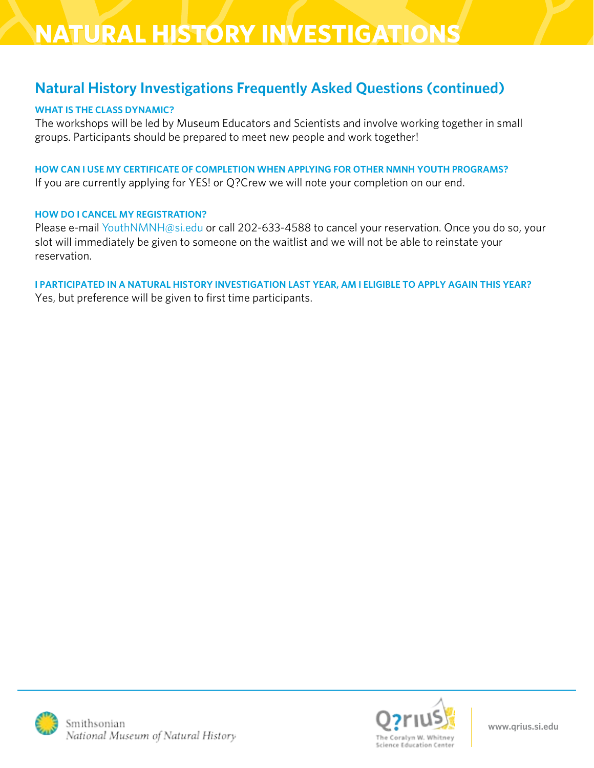## Natural History Investigations Frequently Asked Questions (continued)

**WHAT IS THE CLASS DYNAMIC?**

The workshops will be led by Museum Educators and Scientists and involve working together in small groups. Participants should be prepared to meet new people and work together!

**HOW CAN I USE MY CERTIFICATE OF COMPLETION WHEN APPLYING FOR OTHER NMNH YOUTH PROGRAMS?**

If you are currently applying for YES! or Q?Crew we will note your completion on our end.

**HOW DO I CANCEL MY REGISTRATION?**

Please e-mail YouthNMNH@si.edu or call 202-633-4588 to cancel your reservation. Once you do so, your slot will immediately be given to someone on the waitlist and we will not be able to reinstate your reservation.

**I PARTICIPATED IN A NATURAL HISTORY INVESTIGATION LAST YEAR, AM I ELIGIBLE TO APPLY AGAIN THIS YEAR?**

Yes, but preference will be given to first time participants.